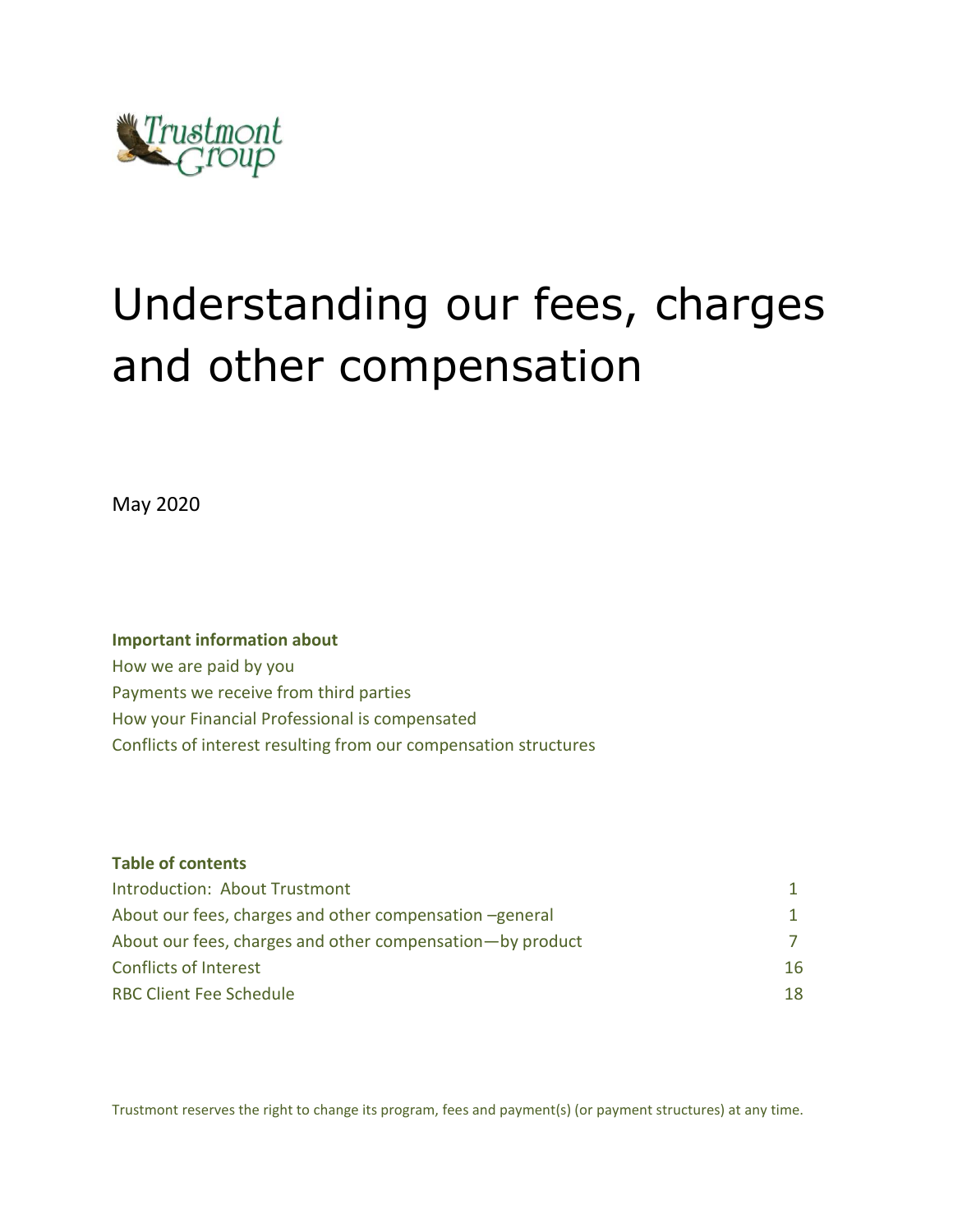Trustmont Group

# Understanding our fees, charges and other compensation

May 2020

**Important information about**

How we are paid by you
Payments we receive from third parties
How your Financial Professional is compensated
Conflicts of interest resulting from our compensation structures

**Table of contents**

| | |
|---|---|
| Introduction: About Trustmont | 1 |
| About our fees, charges and other compensation –general | 1 |
| About our fees, charges and other compensation—by product | 7 |
| Conflicts of Interest | 16 |
| RBC Client Fee Schedule | 18 |

Trustmont reserves the right to change its program, fees and payment(s) (or payment structures) at any time.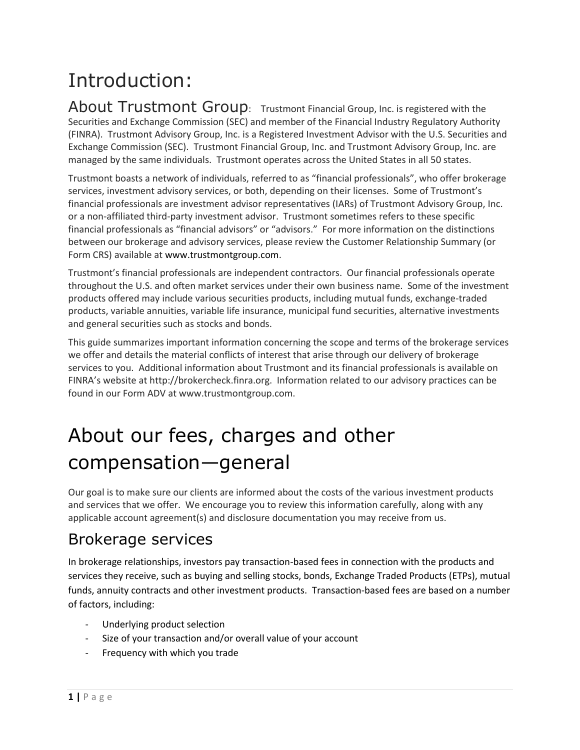# Introduction:

**About Trustmont Group**: Trustmont Financial Group, Inc. is registered with the Securities and Exchange Commission (SEC) and member of the Financial Industry Regulatory Authority (FINRA). Trustmont Advisory Group, Inc. is a Registered Investment Advisor with the U.S. Securities and Exchange Commission (SEC). Trustmont Financial Group, Inc. and Trustmont Advisory Group, Inc. are managed by the same individuals. Trustmont operates across the United States in all 50 states.

Trustmont boasts a network of individuals, referred to as "financial professionals", who offer brokerage services, investment advisory services, or both, depending on their licenses. Some of Trustmont's financial professionals are investment advisor representatives (IARs) of Trustmont Advisory Group, Inc. or a non-affiliated third-party investment advisor. Trustmont sometimes refers to these specific financial professionals as "financial advisors" or "advisors." For more information on the distinctions between our brokerage and advisory services, please review the Customer Relationship Summary (or Form CRS) available at www.trustmontgroup.com.

Trustmont's financial professionals are independent contractors. Our financial professionals operate throughout the U.S. and often market services under their own business name. Some of the investment products offered may include various securities products, including mutual funds, exchange-traded products, variable annuities, variable life insurance, municipal fund securities, alternative investments and general securities such as stocks and bonds.

This guide summarizes important information concerning the scope and terms of the brokerage services we offer and details the material conflicts of interest that arise through our delivery of brokerage services to you. Additional information about Trustmont and its financial professionals is available on FINRA's website at http://brokercheck.finra.org. Information related to our advisory practices can be found in our Form ADV at www.trustmontgroup.com.

# About our fees, charges and other compensation—general

Our goal is to make sure our clients are informed about the costs of the various investment products and services that we offer. We encourage you to review this information carefully, along with any applicable account agreement(s) and disclosure documentation you may receive from us.

## Brokerage services

In brokerage relationships, investors pay transaction-based fees in connection with the products and services they receive, such as buying and selling stocks, bonds, Exchange Traded Products (ETPs), mutual funds, annuity contracts and other investment products. Transaction-based fees are based on a number of factors, including:

- Underlying product selection
- Size of your transaction and/or overall value of your account
- Frequency with which you trade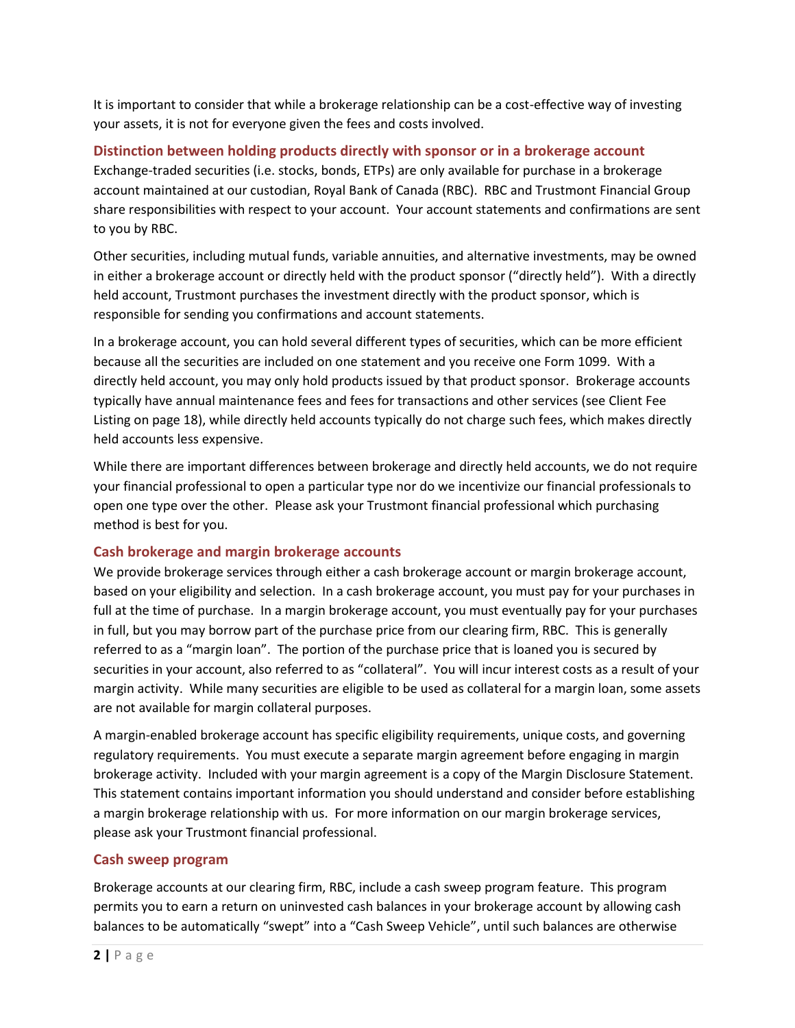It is important to consider that while a brokerage relationship can be a cost-effective way of investing your assets, it is not for everyone given the fees and costs involved.

## Distinction between holding products directly with sponsor or in a brokerage account

Exchange-traded securities (i.e. stocks, bonds, ETPs) are only available for purchase in a brokerage account maintained at our custodian, Royal Bank of Canada (RBC). RBC and Trustmont Financial Group share responsibilities with respect to your account. Your account statements and confirmations are sent to you by RBC.

Other securities, including mutual funds, variable annuities, and alternative investments, may be owned in either a brokerage account or directly held with the product sponsor ("directly held"). With a directly held account, Trustmont purchases the investment directly with the product sponsor, which is responsible for sending you confirmations and account statements.

In a brokerage account, you can hold several different types of securities, which can be more efficient because all the securities are included on one statement and you receive one Form 1099. With a directly held account, you may only hold products issued by that product sponsor. Brokerage accounts typically have annual maintenance fees and fees for transactions and other services (see Client Fee Listing on page 18), while directly held accounts typically do not charge such fees, which makes directly held accounts less expensive.

While there are important differences between brokerage and directly held accounts, we do not require your financial professional to open a particular type nor do we incentivize our financial professionals to open one type over the other. Please ask your Trustmont financial professional which purchasing method is best for you.

## Cash brokerage and margin brokerage accounts

We provide brokerage services through either a cash brokerage account or margin brokerage account, based on your eligibility and selection. In a cash brokerage account, you must pay for your purchases in full at the time of purchase. In a margin brokerage account, you must eventually pay for your purchases in full, but you may borrow part of the purchase price from our clearing firm, RBC. This is generally referred to as a "margin loan". The portion of the purchase price that is loaned you is secured by securities in your account, also referred to as "collateral". You will incur interest costs as a result of your margin activity. While many securities are eligible to be used as collateral for a margin loan, some assets are not available for margin collateral purposes.

A margin-enabled brokerage account has specific eligibility requirements, unique costs, and governing regulatory requirements. You must execute a separate margin agreement before engaging in margin brokerage activity. Included with your margin agreement is a copy of the Margin Disclosure Statement. This statement contains important information you should understand and consider before establishing a margin brokerage relationship with us. For more information on our margin brokerage services, please ask your Trustmont financial professional.

## Cash sweep program

Brokerage accounts at our clearing firm, RBC, include a cash sweep program feature. This program permits you to earn a return on uninvested cash balances in your brokerage account by allowing cash balances to be automatically "swept" into a "Cash Sweep Vehicle", until such balances are otherwise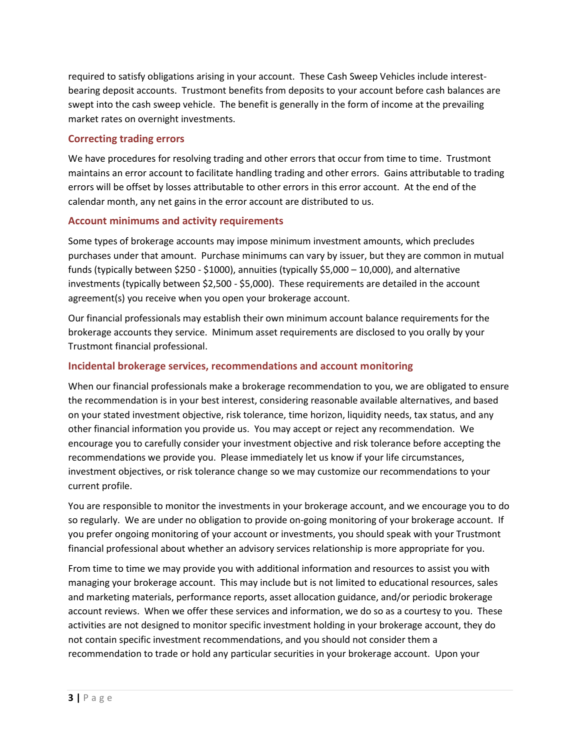required to satisfy obligations arising in your account. These Cash Sweep Vehicles include interest-bearing deposit accounts. Trustmont benefits from deposits to your account before cash balances are swept into the cash sweep vehicle. The benefit is generally in the form of income at the prevailing market rates on overnight investments.

### Correcting trading errors

We have procedures for resolving trading and other errors that occur from time to time. Trustmont maintains an error account to facilitate handling trading and other errors. Gains attributable to trading errors will be offset by losses attributable to other errors in this error account. At the end of the calendar month, any net gains in the error account are distributed to us.

### Account minimums and activity requirements

Some types of brokerage accounts may impose minimum investment amounts, which precludes purchases under that amount. Purchase minimums can vary by issuer, but they are common in mutual funds (typically between $250 - $1000), annuities (typically $5,000 – 10,000), and alternative investments (typically between $2,500 - $5,000). These requirements are detailed in the account agreement(s) you receive when you open your brokerage account.

Our financial professionals may establish their own minimum account balance requirements for the brokerage accounts they service. Minimum asset requirements are disclosed to you orally by your Trustmont financial professional.

### Incidental brokerage services, recommendations and account monitoring

When our financial professionals make a brokerage recommendation to you, we are obligated to ensure the recommendation is in your best interest, considering reasonable available alternatives, and based on your stated investment objective, risk tolerance, time horizon, liquidity needs, tax status, and any other financial information you provide us. You may accept or reject any recommendation. We encourage you to carefully consider your investment objective and risk tolerance before accepting the recommendations we provide you. Please immediately let us know if your life circumstances, investment objectives, or risk tolerance change so we may customize our recommendations to your current profile.

You are responsible to monitor the investments in your brokerage account, and we encourage you to do so regularly. We are under no obligation to provide on-going monitoring of your brokerage account. If you prefer ongoing monitoring of your account or investments, you should speak with your Trustmont financial professional about whether an advisory services relationship is more appropriate for you.

From time to time we may provide you with additional information and resources to assist you with managing your brokerage account. This may include but is not limited to educational resources, sales and marketing materials, performance reports, asset allocation guidance, and/or periodic brokerage account reviews. When we offer these services and information, we do so as a courtesy to you. These activities are not designed to monitor specific investment holding in your brokerage account, they do not contain specific investment recommendations, and you should not consider them a recommendation to trade or hold any particular securities in your brokerage account. Upon your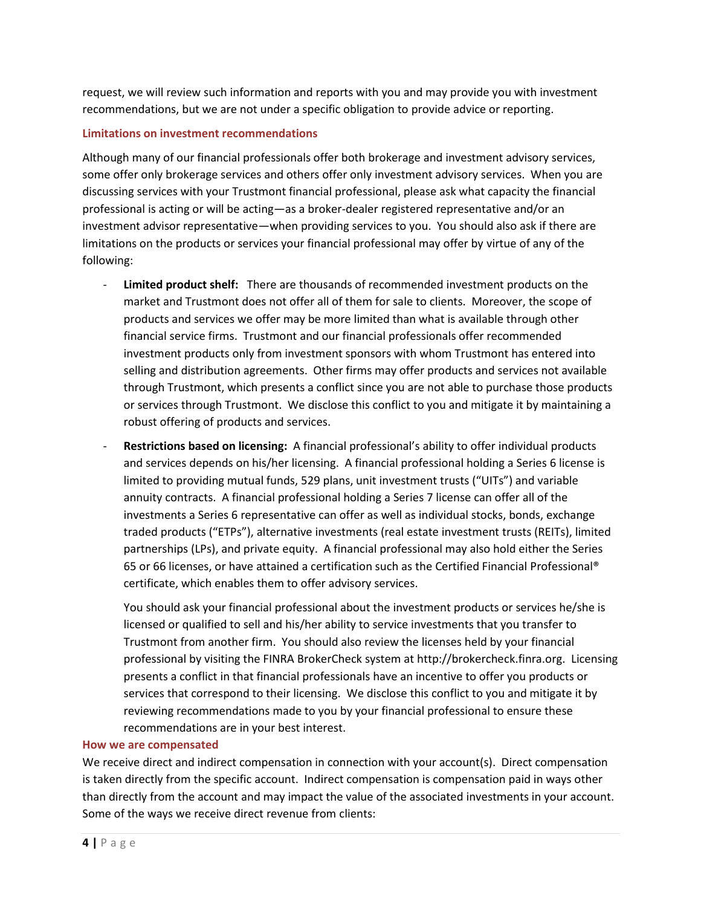request, we will review such information and reports with you and may provide you with investment recommendations, but we are not under a specific obligation to provide advice or reporting.

### Limitations on investment recommendations

Although many of our financial professionals offer both brokerage and investment advisory services, some offer only brokerage services and others offer only investment advisory services. When you are discussing services with your Trustmont financial professional, please ask what capacity the financial professional is acting or will be acting—as a broker-dealer registered representative and/or an investment advisor representative—when providing services to you. You should also ask if there are limitations on the products or services your financial professional may offer by virtue of any of the following:

- **Limited product shelf:** There are thousands of recommended investment products on the market and Trustmont does not offer all of them for sale to clients. Moreover, the scope of products and services we offer may be more limited than what is available through other financial service firms. Trustmont and our financial professionals offer recommended investment products only from investment sponsors with whom Trustmont has entered into selling and distribution agreements. Other firms may offer products and services not available through Trustmont, which presents a conflict since you are not able to purchase those products or services through Trustmont. We disclose this conflict to you and mitigate it by maintaining a robust offering of products and services.
- **Restrictions based on licensing:** A financial professional's ability to offer individual products and services depends on his/her licensing. A financial professional holding a Series 6 license is limited to providing mutual funds, 529 plans, unit investment trusts ("UITs") and variable annuity contracts. A financial professional holding a Series 7 license can offer all of the investments a Series 6 representative can offer as well as individual stocks, bonds, exchange traded products ("ETPs"), alternative investments (real estate investment trusts (REITs), limited partnerships (LPs), and private equity. A financial professional may also hold either the Series 65 or 66 licenses, or have attained a certification such as the Certified Financial Professional® certificate, which enables them to offer advisory services.

  You should ask your financial professional about the investment products or services he/she is licensed or qualified to sell and his/her ability to service investments that you transfer to Trustmont from another firm. You should also review the licenses held by your financial professional by visiting the FINRA BrokerCheck system at http://brokercheck.finra.org. Licensing presents a conflict in that financial professionals have an incentive to offer you products or services that correspond to their licensing. We disclose this conflict to you and mitigate it by reviewing recommendations made to you by your financial professional to ensure these recommendations are in your best interest.

### How we are compensated

We receive direct and indirect compensation in connection with your account(s). Direct compensation is taken directly from the specific account. Indirect compensation is compensation paid in ways other than directly from the account and may impact the value of the associated investments in your account. Some of the ways we receive direct revenue from clients: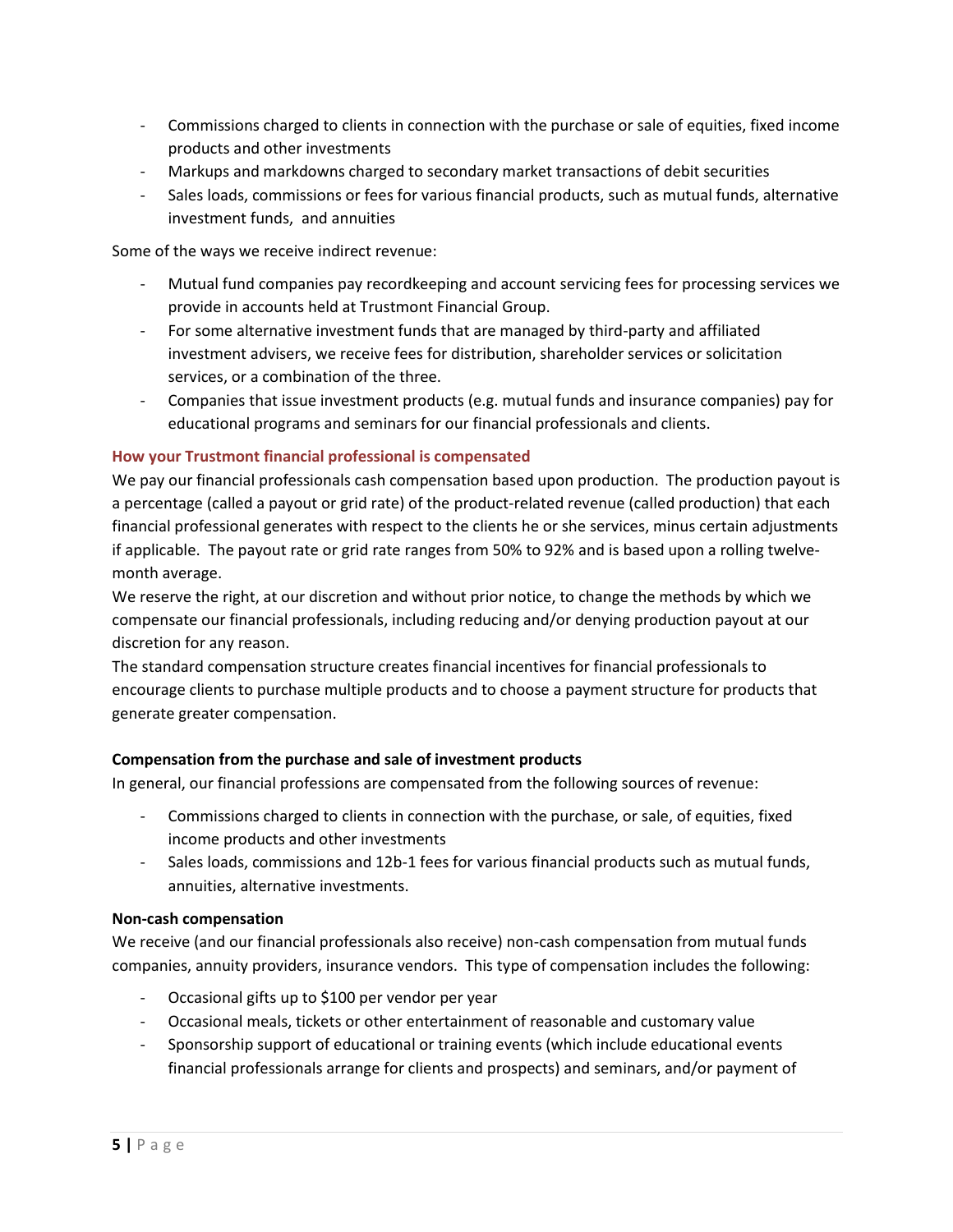- Commissions charged to clients in connection with the purchase or sale of equities, fixed income products and other investments
- Markups and markdowns charged to secondary market transactions of debit securities
- Sales loads, commissions or fees for various financial products, such as mutual funds, alternative investment funds, and annuities

Some of the ways we receive indirect revenue:

- Mutual fund companies pay recordkeeping and account servicing fees for processing services we provide in accounts held at Trustmont Financial Group.
- For some alternative investment funds that are managed by third-party and affiliated investment advisers, we receive fees for distribution, shareholder services or solicitation services, or a combination of the three.
- Companies that issue investment products (e.g. mutual funds and insurance companies) pay for educational programs and seminars for our financial professionals and clients.

### How your Trustmont financial professional is compensated

We pay our financial professionals cash compensation based upon production. The production payout is a percentage (called a payout or grid rate) of the product-related revenue (called production) that each financial professional generates with respect to the clients he or she services, minus certain adjustments if applicable. The payout rate or grid rate ranges from 50% to 92% and is based upon a rolling twelve-month average.

We reserve the right, at our discretion and without prior notice, to change the methods by which we compensate our financial professionals, including reducing and/or denying production payout at our discretion for any reason.

The standard compensation structure creates financial incentives for financial professionals to encourage clients to purchase multiple products and to choose a payment structure for products that generate greater compensation.

**Compensation from the purchase and sale of investment products**

In general, our financial professions are compensated from the following sources of revenue:

- Commissions charged to clients in connection with the purchase, or sale, of equities, fixed income products and other investments
- Sales loads, commissions and 12b-1 fees for various financial products such as mutual funds, annuities, alternative investments.

**Non-cash compensation**

We receive (and our financial professionals also receive) non-cash compensation from mutual funds companies, annuity providers, insurance vendors. This type of compensation includes the following:

- Occasional gifts up to $100 per vendor per year
- Occasional meals, tickets or other entertainment of reasonable and customary value
- Sponsorship support of educational or training events (which include educational events financial professionals arrange for clients and prospects) and seminars, and/or payment of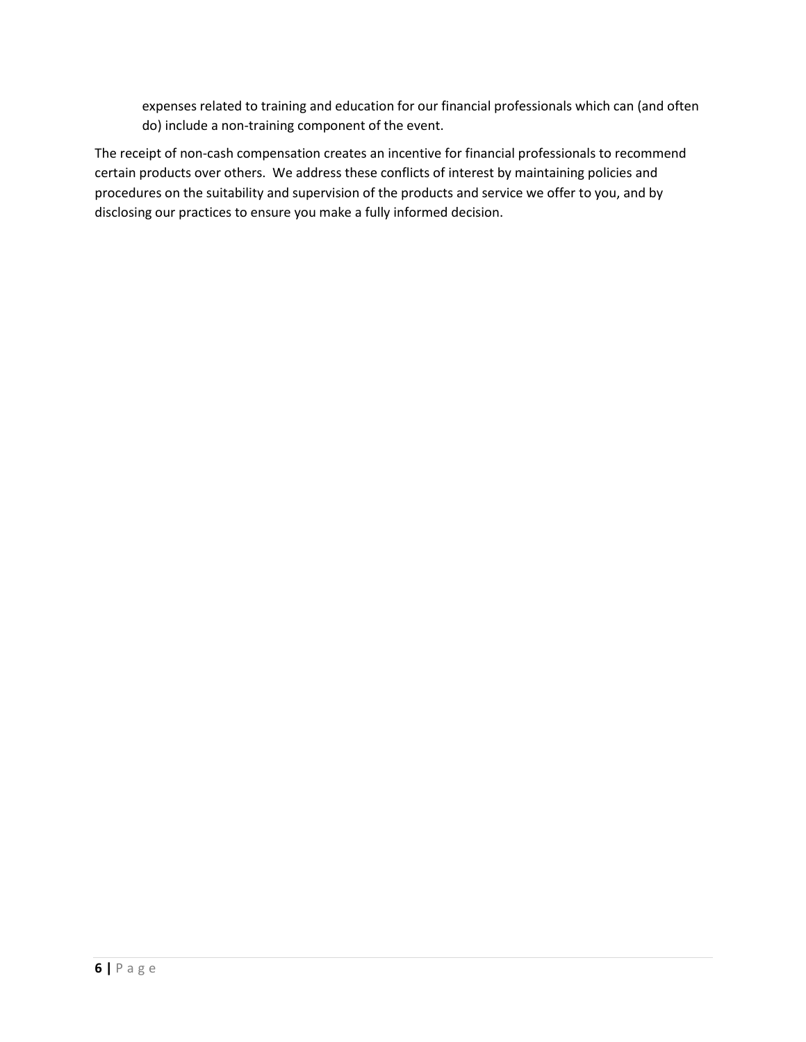expenses related to training and education for our financial professionals which can (and often do) include a non-training component of the event.

The receipt of non-cash compensation creates an incentive for financial professionals to recommend certain products over others. We address these conflicts of interest by maintaining policies and procedures on the suitability and supervision of the products and service we offer to you, and by disclosing our practices to ensure you make a fully informed decision.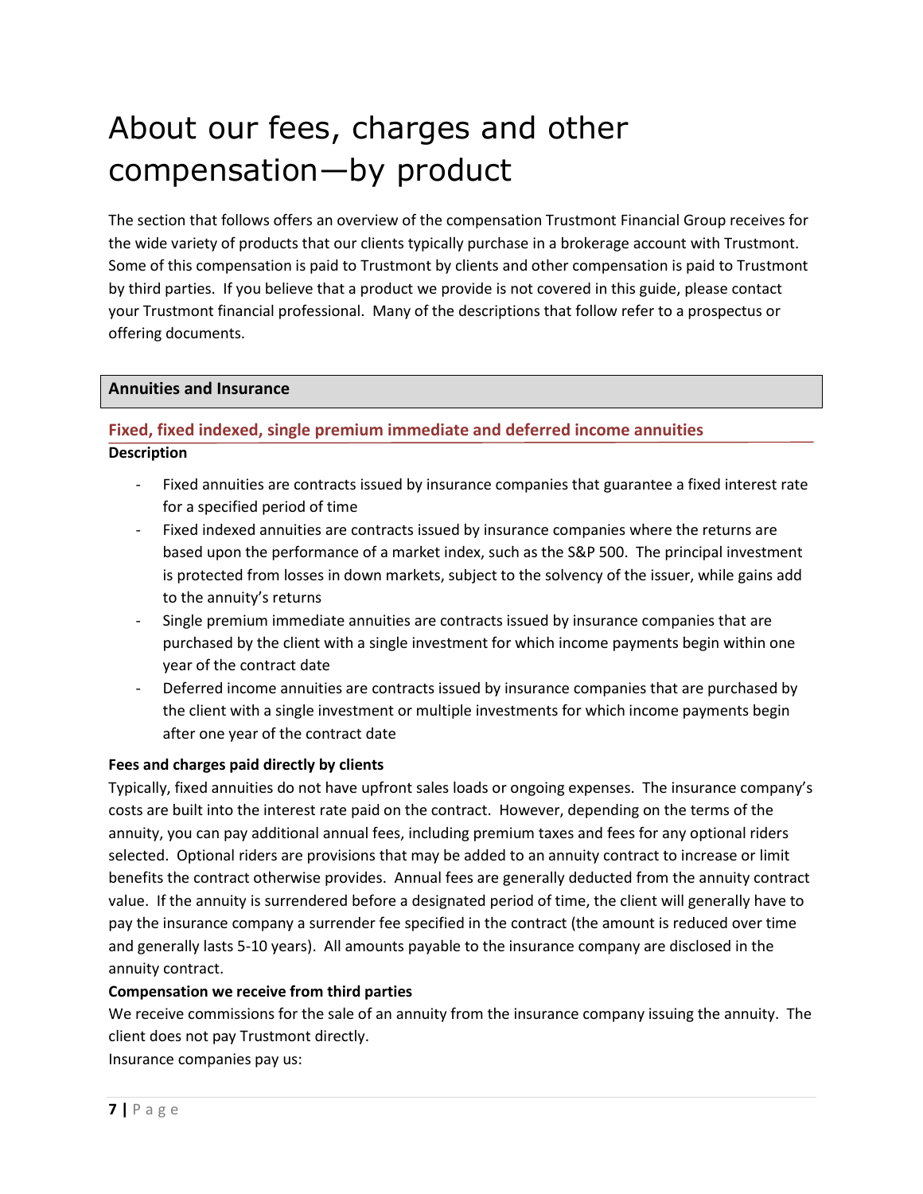# About our fees, charges and other compensation—by product

The section that follows offers an overview of the compensation Trustmont Financial Group receives for the wide variety of products that our clients typically purchase in a brokerage account with Trustmont. Some of this compensation is paid to Trustmont by clients and other compensation is paid to Trustmont by third parties. If you believe that a product we provide is not covered in this guide, please contact your Trustmont financial professional. Many of the descriptions that follow refer to a prospectus or offering documents.

## Annuities and Insurance

### Fixed, fixed indexed, single premium immediate and deferred income annuities

**Description**

- Fixed annuities are contracts issued by insurance companies that guarantee a fixed interest rate for a specified period of time
- Fixed indexed annuities are contracts issued by insurance companies where the returns are based upon the performance of a market index, such as the S&P 500. The principal investment is protected from losses in down markets, subject to the solvency of the issuer, while gains add to the annuity's returns
- Single premium immediate annuities are contracts issued by insurance companies that are purchased by the client with a single investment for which income payments begin within one year of the contract date
- Deferred income annuities are contracts issued by insurance companies that are purchased by the client with a single investment or multiple investments for which income payments begin after one year of the contract date

**Fees and charges paid directly by clients**

Typically, fixed annuities do not have upfront sales loads or ongoing expenses. The insurance company's costs are built into the interest rate paid on the contract. However, depending on the terms of the annuity, you can pay additional annual fees, including premium taxes and fees for any optional riders selected. Optional riders are provisions that may be added to an annuity contract to increase or limit benefits the contract otherwise provides. Annual fees are generally deducted from the annuity contract value. If the annuity is surrendered before a designated period of time, the client will generally have to pay the insurance company a surrender fee specified in the contract (the amount is reduced over time and generally lasts 5-10 years). All amounts payable to the insurance company are disclosed in the annuity contract.

**Compensation we receive from third parties**

We receive commissions for the sale of an annuity from the insurance company issuing the annuity. The client does not pay Trustmont directly.

Insurance companies pay us: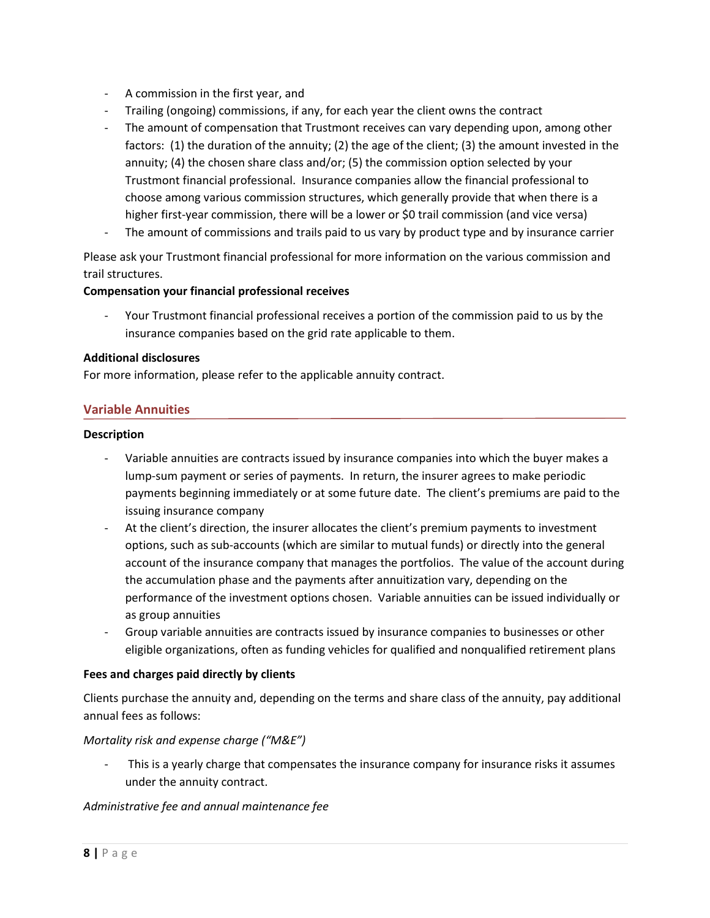- A commission in the first year, and
- Trailing (ongoing) commissions, if any, for each year the client owns the contract
- The amount of compensation that Trustmont receives can vary depending upon, among other factors: (1) the duration of the annuity; (2) the age of the client; (3) the amount invested in the annuity; (4) the chosen share class and/or; (5) the commission option selected by your Trustmont financial professional. Insurance companies allow the financial professional to choose among various commission structures, which generally provide that when there is a higher first-year commission, there will be a lower or $0 trail commission (and vice versa)
- The amount of commissions and trails paid to us vary by product type and by insurance carrier

Please ask your Trustmont financial professional for more information on the various commission and trail structures.

**Compensation your financial professional receives**

- Your Trustmont financial professional receives a portion of the commission paid to us by the insurance companies based on the grid rate applicable to them.

**Additional disclosures**

For more information, please refer to the applicable annuity contract.

## Variable Annuities

**Description**

- Variable annuities are contracts issued by insurance companies into which the buyer makes a lump-sum payment or series of payments. In return, the insurer agrees to make periodic payments beginning immediately or at some future date. The client's premiums are paid to the issuing insurance company
- At the client's direction, the insurer allocates the client's premium payments to investment options, such as sub-accounts (which are similar to mutual funds) or directly into the general account of the insurance company that manages the portfolios. The value of the account during the accumulation phase and the payments after annuitization vary, depending on the performance of the investment options chosen. Variable annuities can be issued individually or as group annuities
- Group variable annuities are contracts issued by insurance companies to businesses or other eligible organizations, often as funding vehicles for qualified and nonqualified retirement plans

**Fees and charges paid directly by clients**

Clients purchase the annuity and, depending on the terms and share class of the annuity, pay additional annual fees as follows:

*Mortality risk and expense charge ("M&E")*

- This is a yearly charge that compensates the insurance company for insurance risks it assumes under the annuity contract.

*Administrative fee and annual maintenance fee*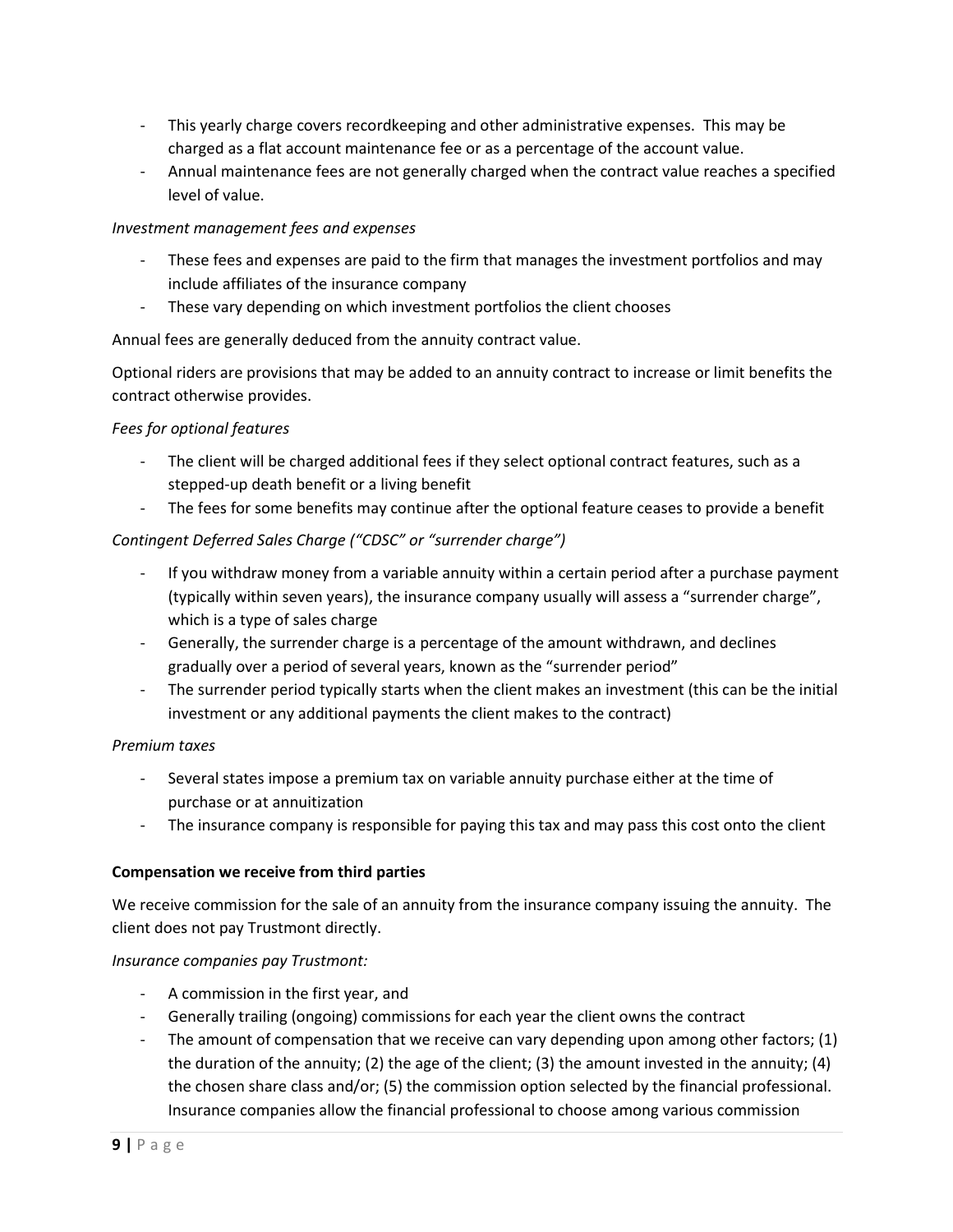- This yearly charge covers recordkeeping and other administrative expenses. This may be charged as a flat account maintenance fee or as a percentage of the account value.
- Annual maintenance fees are not generally charged when the contract value reaches a specified level of value.

*Investment management fees and expenses*

- These fees and expenses are paid to the firm that manages the investment portfolios and may include affiliates of the insurance company
- These vary depending on which investment portfolios the client chooses

Annual fees are generally deduced from the annuity contract value.

Optional riders are provisions that may be added to an annuity contract to increase or limit benefits the contract otherwise provides.

*Fees for optional features*

- The client will be charged additional fees if they select optional contract features, such as a stepped-up death benefit or a living benefit
- The fees for some benefits may continue after the optional feature ceases to provide a benefit

*Contingent Deferred Sales Charge ("CDSC" or "surrender charge")*

- If you withdraw money from a variable annuity within a certain period after a purchase payment (typically within seven years), the insurance company usually will assess a "surrender charge", which is a type of sales charge
- Generally, the surrender charge is a percentage of the amount withdrawn, and declines gradually over a period of several years, known as the "surrender period"
- The surrender period typically starts when the client makes an investment (this can be the initial investment or any additional payments the client makes to the contract)

*Premium taxes*

- Several states impose a premium tax on variable annuity purchase either at the time of purchase or at annuitization
- The insurance company is responsible for paying this tax and may pass this cost onto the client

**Compensation we receive from third parties**

We receive commission for the sale of an annuity from the insurance company issuing the annuity. The client does not pay Trustmont directly.

*Insurance companies pay Trustmont:*

- A commission in the first year, and
- Generally trailing (ongoing) commissions for each year the client owns the contract
- The amount of compensation that we receive can vary depending upon among other factors; (1) the duration of the annuity; (2) the age of the client; (3) the amount invested in the annuity; (4) the chosen share class and/or; (5) the commission option selected by the financial professional. Insurance companies allow the financial professional to choose among various commission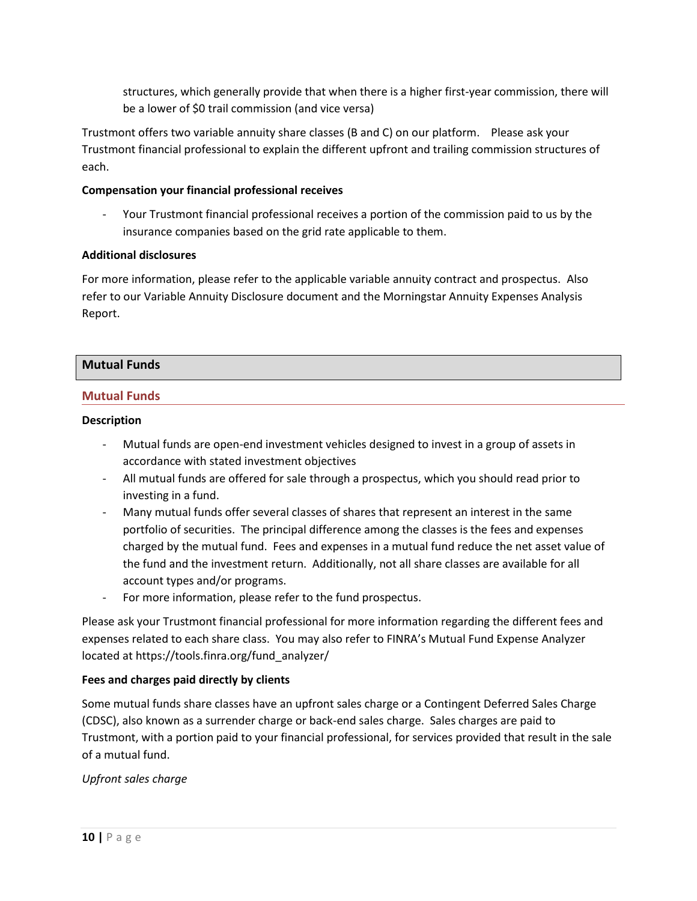structures, which generally provide that when there is a higher first-year commission, there will be a lower of $0 trail commission (and vice versa)

Trustmont offers two variable annuity share classes (B and C) on our platform. Please ask your Trustmont financial professional to explain the different upfront and trailing commission structures of each.

**Compensation your financial professional receives**

- Your Trustmont financial professional receives a portion of the commission paid to us by the insurance companies based on the grid rate applicable to them.

**Additional disclosures**

For more information, please refer to the applicable variable annuity contract and prospectus. Also refer to our Variable Annuity Disclosure document and the Morningstar Annuity Expenses Analysis Report.

## Mutual Funds

### Mutual Funds

**Description**

- Mutual funds are open-end investment vehicles designed to invest in a group of assets in accordance with stated investment objectives
- All mutual funds are offered for sale through a prospectus, which you should read prior to investing in a fund.
- Many mutual funds offer several classes of shares that represent an interest in the same portfolio of securities. The principal difference among the classes is the fees and expenses charged by the mutual fund. Fees and expenses in a mutual fund reduce the net asset value of the fund and the investment return. Additionally, not all share classes are available for all account types and/or programs.
- For more information, please refer to the fund prospectus.

Please ask your Trustmont financial professional for more information regarding the different fees and expenses related to each share class. You may also refer to FINRA's Mutual Fund Expense Analyzer located at https://tools.finra.org/fund_analyzer/

**Fees and charges paid directly by clients**

Some mutual funds share classes have an upfront sales charge or a Contingent Deferred Sales Charge (CDSC), also known as a surrender charge or back-end sales charge. Sales charges are paid to Trustmont, with a portion paid to your financial professional, for services provided that result in the sale of a mutual fund.

*Upfront sales charge*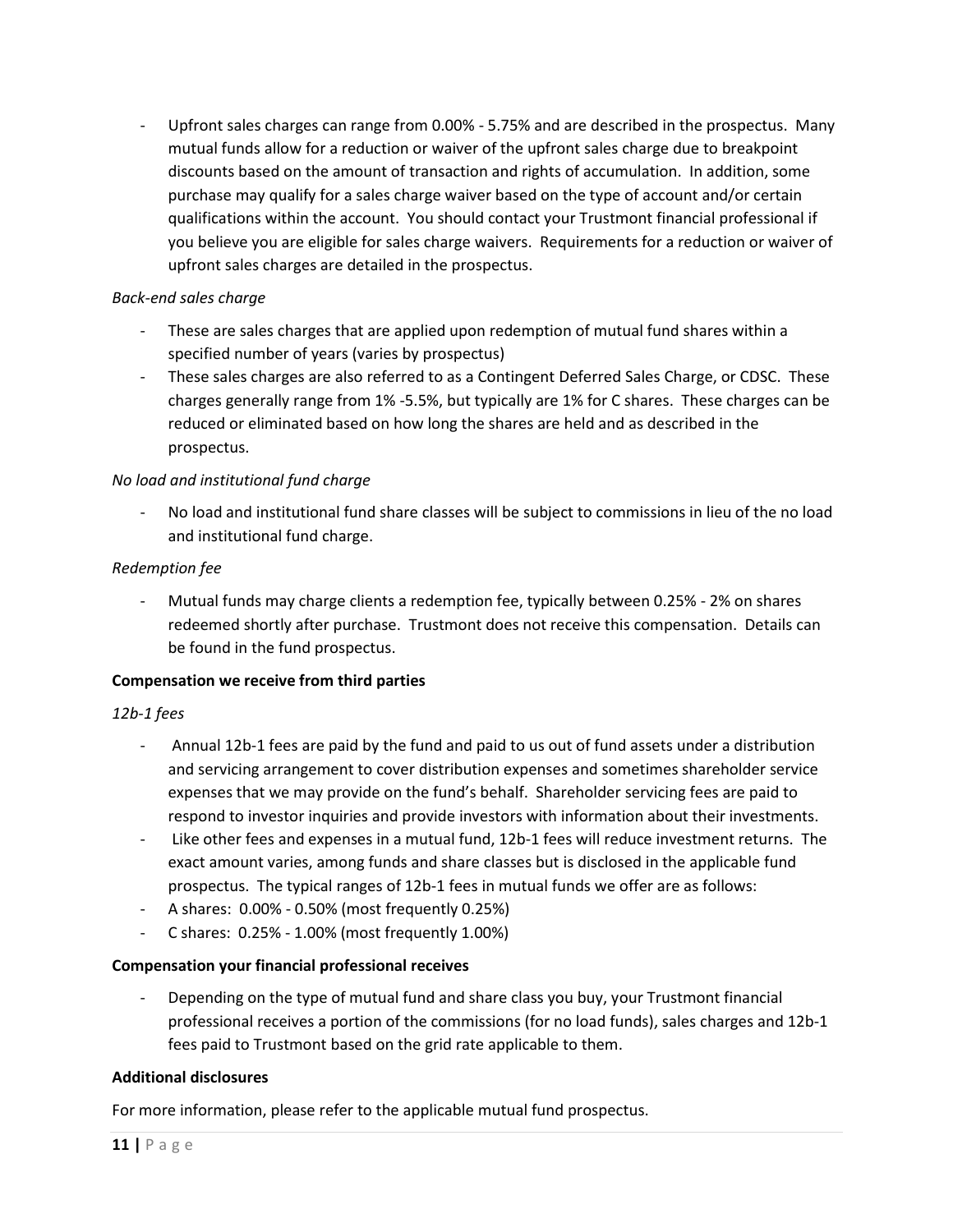- Upfront sales charges can range from 0.00% - 5.75% and are described in the prospectus. Many mutual funds allow for a reduction or waiver of the upfront sales charge due to breakpoint discounts based on the amount of transaction and rights of accumulation. In addition, some purchase may qualify for a sales charge waiver based on the type of account and/or certain qualifications within the account. You should contact your Trustmont financial professional if you believe you are eligible for sales charge waivers. Requirements for a reduction or waiver of upfront sales charges are detailed in the prospectus.

*Back-end sales charge*

- These are sales charges that are applied upon redemption of mutual fund shares within a specified number of years (varies by prospectus)
- These sales charges are also referred to as a Contingent Deferred Sales Charge, or CDSC. These charges generally range from 1% -5.5%, but typically are 1% for C shares. These charges can be reduced or eliminated based on how long the shares are held and as described in the prospectus.

*No load and institutional fund charge*

- No load and institutional fund share classes will be subject to commissions in lieu of the no load and institutional fund charge.

*Redemption fee*

- Mutual funds may charge clients a redemption fee, typically between 0.25% - 2% on shares redeemed shortly after purchase. Trustmont does not receive this compensation. Details can be found in the fund prospectus.

**Compensation we receive from third parties**

*12b-1 fees*

- Annual 12b-1 fees are paid by the fund and paid to us out of fund assets under a distribution and servicing arrangement to cover distribution expenses and sometimes shareholder service expenses that we may provide on the fund's behalf. Shareholder servicing fees are paid to respond to investor inquiries and provide investors with information about their investments.
- Like other fees and expenses in a mutual fund, 12b-1 fees will reduce investment returns. The exact amount varies, among funds and share classes but is disclosed in the applicable fund prospectus. The typical ranges of 12b-1 fees in mutual funds we offer are as follows:
- A shares: 0.00% - 0.50% (most frequently 0.25%)
- C shares: 0.25% - 1.00% (most frequently 1.00%)

**Compensation your financial professional receives**

- Depending on the type of mutual fund and share class you buy, your Trustmont financial professional receives a portion of the commissions (for no load funds), sales charges and 12b-1 fees paid to Trustmont based on the grid rate applicable to them.

**Additional disclosures**

For more information, please refer to the applicable mutual fund prospectus.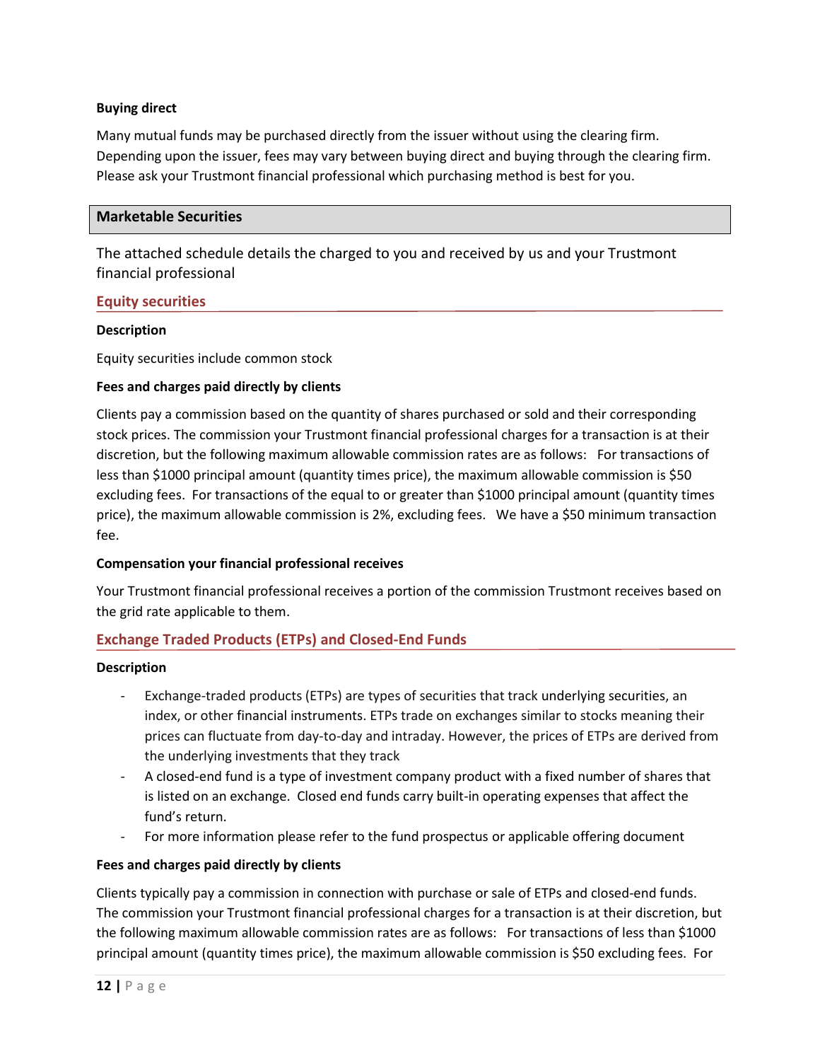**Buying direct**

Many mutual funds may be purchased directly from the issuer without using the clearing firm. Depending upon the issuer, fees may vary between buying direct and buying through the clearing firm. Please ask your Trustmont financial professional which purchasing method is best for you.

## Marketable Securities

The attached schedule details the charged to you and received by us and your Trustmont financial professional

### Equity securities

**Description**

Equity securities include common stock

**Fees and charges paid directly by clients**

Clients pay a commission based on the quantity of shares purchased or sold and their corresponding stock prices. The commission your Trustmont financial professional charges for a transaction is at their discretion, but the following maximum allowable commission rates are as follows: For transactions of less than $1000 principal amount (quantity times price), the maximum allowable commission is $50 excluding fees. For transactions of the equal to or greater than $1000 principal amount (quantity times price), the maximum allowable commission is 2%, excluding fees. We have a $50 minimum transaction fee.

**Compensation your financial professional receives**

Your Trustmont financial professional receives a portion of the commission Trustmont receives based on the grid rate applicable to them.

### Exchange Traded Products (ETPs) and Closed-End Funds

**Description**

- Exchange-traded products (ETPs) are types of securities that track underlying securities, an index, or other financial instruments. ETPs trade on exchanges similar to stocks meaning their prices can fluctuate from day-to-day and intraday. However, the prices of ETPs are derived from the underlying investments that they track
- A closed-end fund is a type of investment company product with a fixed number of shares that is listed on an exchange. Closed end funds carry built-in operating expenses that affect the fund's return.
- For more information please refer to the fund prospectus or applicable offering document

**Fees and charges paid directly by clients**

Clients typically pay a commission in connection with purchase or sale of ETPs and closed-end funds. The commission your Trustmont financial professional charges for a transaction is at their discretion, but the following maximum allowable commission rates are as follows: For transactions of less than $1000 principal amount (quantity times price), the maximum allowable commission is $50 excluding fees. For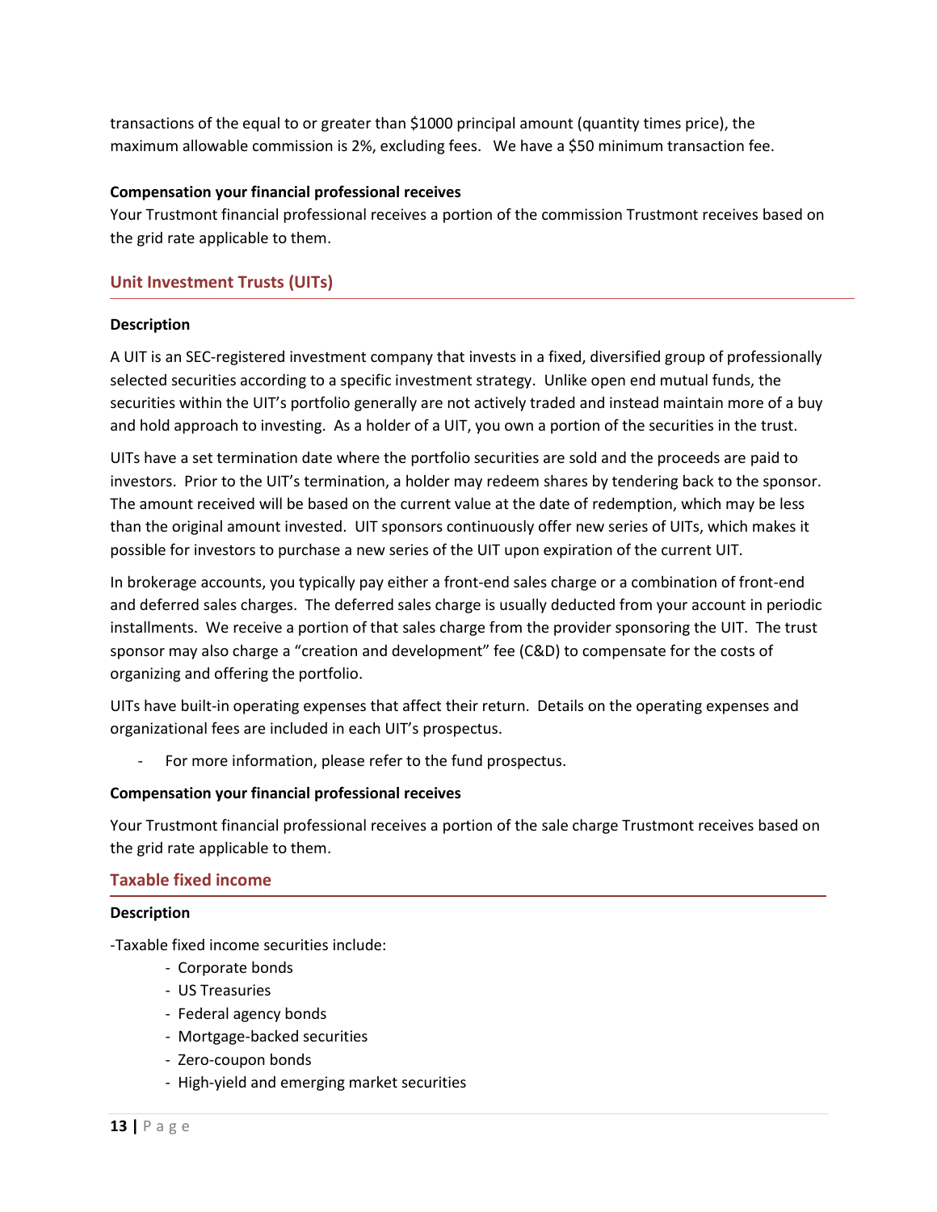transactions of the equal to or greater than $1000 principal amount (quantity times price), the maximum allowable commission is 2%, excluding fees. We have a $50 minimum transaction fee.

**Compensation your financial professional receives**

Your Trustmont financial professional receives a portion of the commission Trustmont receives based on the grid rate applicable to them.

## Unit Investment Trusts (UITs)

**Description**

A UIT is an SEC-registered investment company that invests in a fixed, diversified group of professionally selected securities according to a specific investment strategy. Unlike open end mutual funds, the securities within the UIT's portfolio generally are not actively traded and instead maintain more of a buy and hold approach to investing. As a holder of a UIT, you own a portion of the securities in the trust.

UITs have a set termination date where the portfolio securities are sold and the proceeds are paid to investors. Prior to the UIT's termination, a holder may redeem shares by tendering back to the sponsor. The amount received will be based on the current value at the date of redemption, which may be less than the original amount invested. UIT sponsors continuously offer new series of UITs, which makes it possible for investors to purchase a new series of the UIT upon expiration of the current UIT.

In brokerage accounts, you typically pay either a front-end sales charge or a combination of front-end and deferred sales charges. The deferred sales charge is usually deducted from your account in periodic installments. We receive a portion of that sales charge from the provider sponsoring the UIT. The trust sponsor may also charge a "creation and development" fee (C&D) to compensate for the costs of organizing and offering the portfolio.

UITs have built-in operating expenses that affect their return. Details on the operating expenses and organizational fees are included in each UIT's prospectus.

- For more information, please refer to the fund prospectus.

**Compensation your financial professional receives**

Your Trustmont financial professional receives a portion of the sale charge Trustmont receives based on the grid rate applicable to them.

## Taxable fixed income

**Description**

-Taxable fixed income securities include:

- Corporate bonds
- US Treasuries
- Federal agency bonds
- Mortgage-backed securities
- Zero-coupon bonds
- High-yield and emerging market securities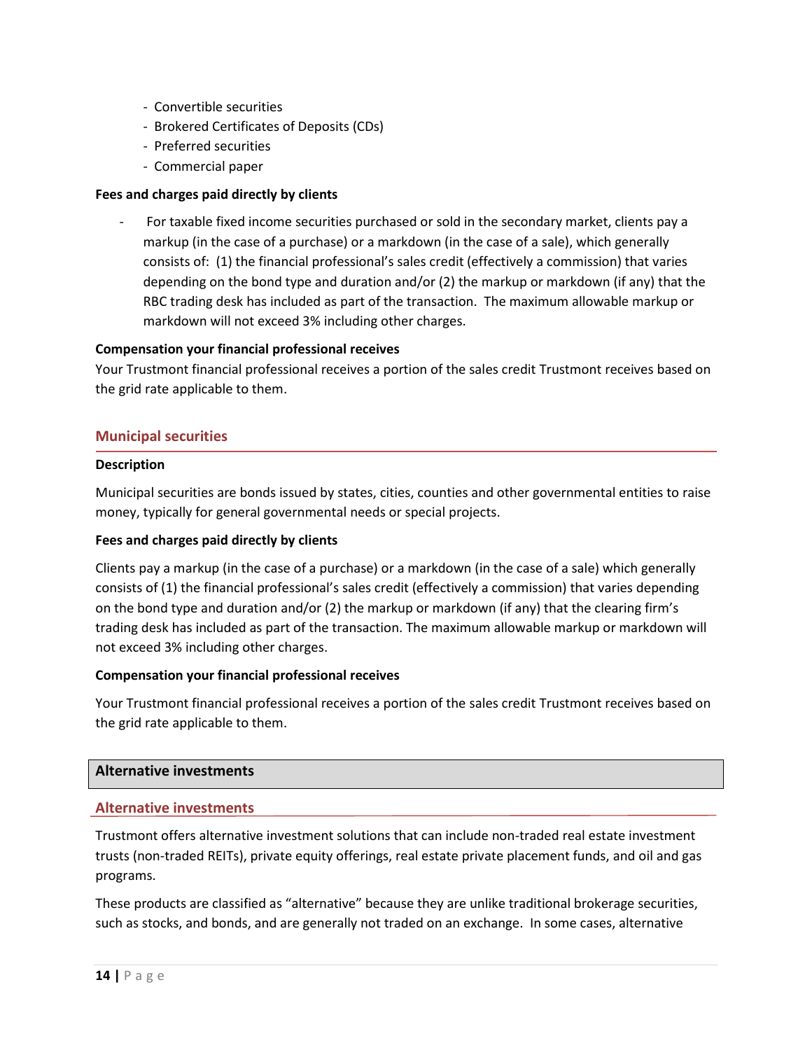- Convertible securities
- Brokered Certificates of Deposits (CDs)
- Preferred securities
- Commercial paper

**Fees and charges paid directly by clients**

- For taxable fixed income securities purchased or sold in the secondary market, clients pay a markup (in the case of a purchase) or a markdown (in the case of a sale), which generally consists of: (1) the financial professional's sales credit (effectively a commission) that varies depending on the bond type and duration and/or (2) the markup or markdown (if any) that the RBC trading desk has included as part of the transaction. The maximum allowable markup or markdown will not exceed 3% including other charges.

**Compensation your financial professional receives**

Your Trustmont financial professional receives a portion of the sales credit Trustmont receives based on the grid rate applicable to them.

### Municipal securities

**Description**

Municipal securities are bonds issued by states, cities, counties and other governmental entities to raise money, typically for general governmental needs or special projects.

**Fees and charges paid directly by clients**

Clients pay a markup (in the case of a purchase) or a markdown (in the case of a sale) which generally consists of (1) the financial professional's sales credit (effectively a commission) that varies depending on the bond type and duration and/or (2) the markup or markdown (if any) that the clearing firm's trading desk has included as part of the transaction. The maximum allowable markup or markdown will not exceed 3% including other charges.

**Compensation your financial professional receives**

Your Trustmont financial professional receives a portion of the sales credit Trustmont receives based on the grid rate applicable to them.

## Alternative investments

### Alternative investments

Trustmont offers alternative investment solutions that can include non-traded real estate investment trusts (non-traded REITs), private equity offerings, real estate private placement funds, and oil and gas programs.

These products are classified as "alternative" because they are unlike traditional brokerage securities, such as stocks, and bonds, and are generally not traded on an exchange. In some cases, alternative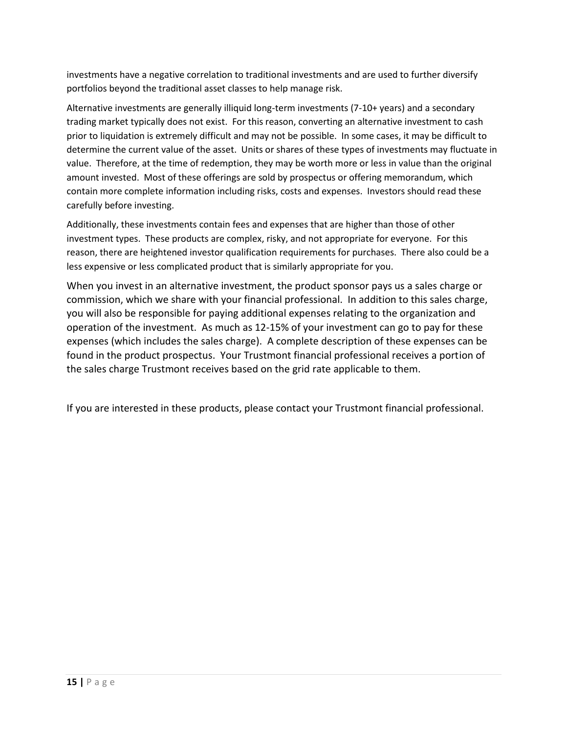investments have a negative correlation to traditional investments and are used to further diversify portfolios beyond the traditional asset classes to help manage risk.

Alternative investments are generally illiquid long-term investments (7-10+ years) and a secondary trading market typically does not exist. For this reason, converting an alternative investment to cash prior to liquidation is extremely difficult and may not be possible. In some cases, it may be difficult to determine the current value of the asset. Units or shares of these types of investments may fluctuate in value. Therefore, at the time of redemption, they may be worth more or less in value than the original amount invested. Most of these offerings are sold by prospectus or offering memorandum, which contain more complete information including risks, costs and expenses. Investors should read these carefully before investing.

Additionally, these investments contain fees and expenses that are higher than those of other investment types. These products are complex, risky, and not appropriate for everyone. For this reason, there are heightened investor qualification requirements for purchases. There also could be a less expensive or less complicated product that is similarly appropriate for you.

When you invest in an alternative investment, the product sponsor pays us a sales charge or commission, which we share with your financial professional. In addition to this sales charge, you will also be responsible for paying additional expenses relating to the organization and operation of the investment. As much as 12-15% of your investment can go to pay for these expenses (which includes the sales charge). A complete description of these expenses can be found in the product prospectus. Your Trustmont financial professional receives a portion of the sales charge Trustmont receives based on the grid rate applicable to them.

If you are interested in these products, please contact your Trustmont financial professional.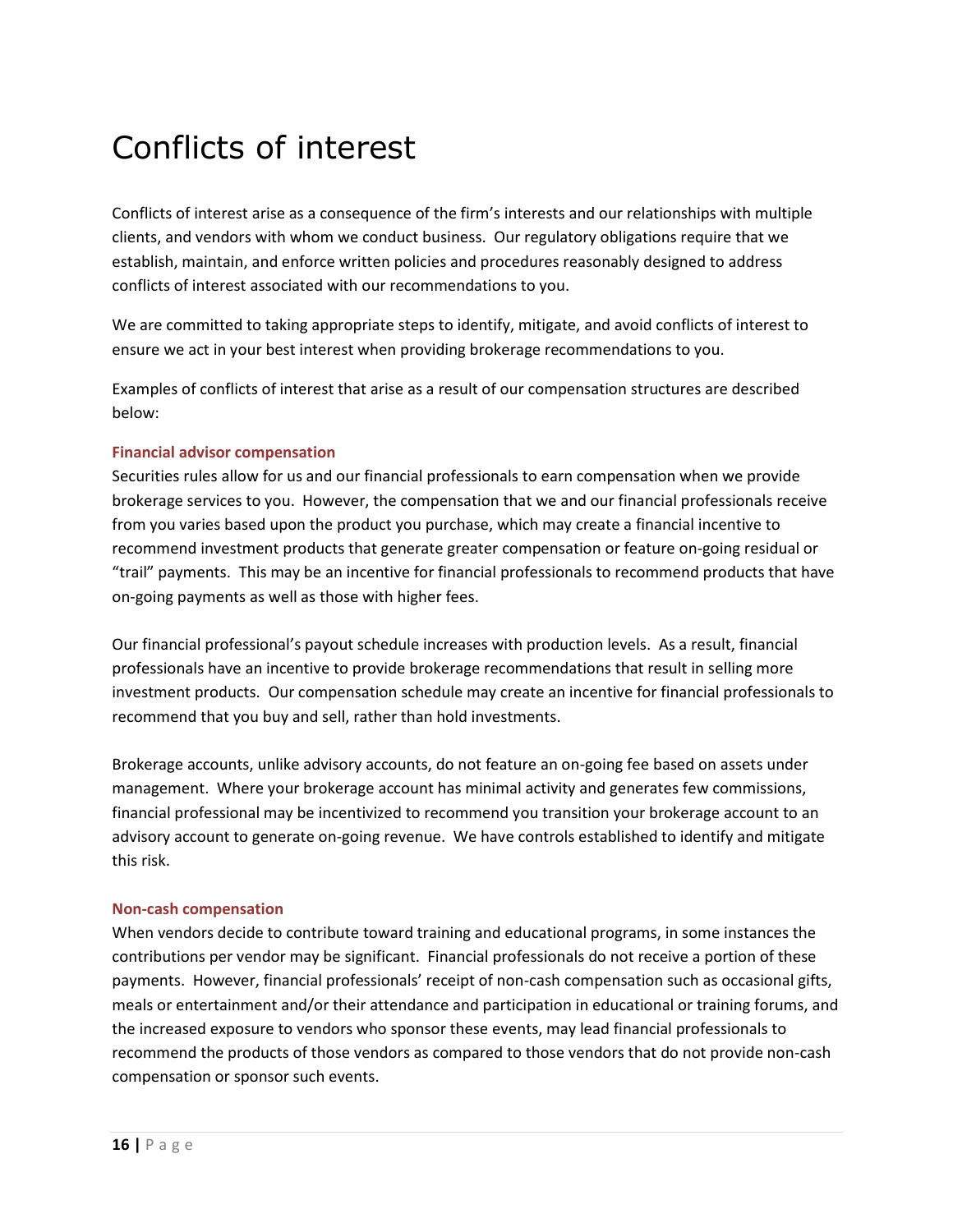# Conflicts of interest

Conflicts of interest arise as a consequence of the firm's interests and our relationships with multiple clients, and vendors with whom we conduct business. Our regulatory obligations require that we establish, maintain, and enforce written policies and procedures reasonably designed to address conflicts of interest associated with our recommendations to you.

We are committed to taking appropriate steps to identify, mitigate, and avoid conflicts of interest to ensure we act in your best interest when providing brokerage recommendations to you.

Examples of conflicts of interest that arise as a result of our compensation structures are described below:

### Financial advisor compensation

Securities rules allow for us and our financial professionals to earn compensation when we provide brokerage services to you. However, the compensation that we and our financial professionals receive from you varies based upon the product you purchase, which may create a financial incentive to recommend investment products that generate greater compensation or feature on-going residual or "trail" payments. This may be an incentive for financial professionals to recommend products that have on-going payments as well as those with higher fees.

Our financial professional's payout schedule increases with production levels. As a result, financial professionals have an incentive to provide brokerage recommendations that result in selling more investment products. Our compensation schedule may create an incentive for financial professionals to recommend that you buy and sell, rather than hold investments.

Brokerage accounts, unlike advisory accounts, do not feature an on-going fee based on assets under management. Where your brokerage account has minimal activity and generates few commissions, financial professional may be incentivized to recommend you transition your brokerage account to an advisory account to generate on-going revenue. We have controls established to identify and mitigate this risk.

### Non-cash compensation

When vendors decide to contribute toward training and educational programs, in some instances the contributions per vendor may be significant. Financial professionals do not receive a portion of these payments. However, financial professionals' receipt of non-cash compensation such as occasional gifts, meals or entertainment and/or their attendance and participation in educational or training forums, and the increased exposure to vendors who sponsor these events, may lead financial professionals to recommend the products of those vendors as compared to those vendors that do not provide non-cash compensation or sponsor such events.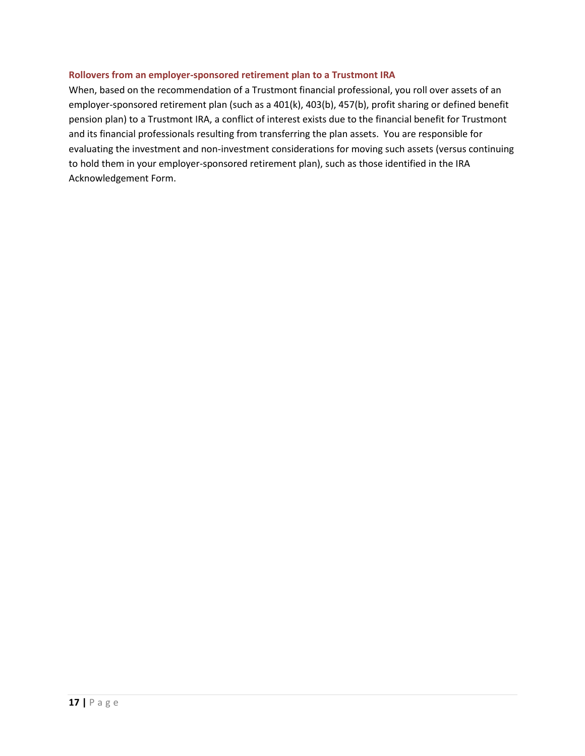### Rollovers from an employer-sponsored retirement plan to a Trustmont IRA

When, based on the recommendation of a Trustmont financial professional, you roll over assets of an employer-sponsored retirement plan (such as a 401(k), 403(b), 457(b), profit sharing or defined benefit pension plan) to a Trustmont IRA, a conflict of interest exists due to the financial benefit for Trustmont and its financial professionals resulting from transferring the plan assets. You are responsible for evaluating the investment and non-investment considerations for moving such assets (versus continuing to hold them in your employer-sponsored retirement plan), such as those identified in the IRA Acknowledgement Form.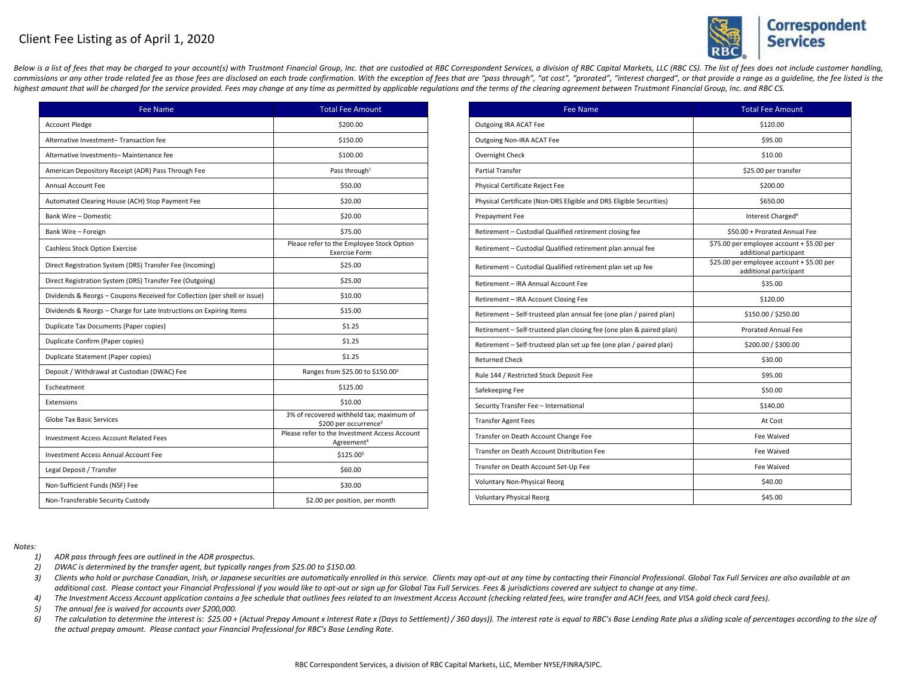# Client Fee Listing as of April 1, 2020

*Below is a list of fees that may be charged to your account(s) with Trustmont Financial Group, Inc. that are custodied at RBC Correspondent Services, a division of RBC Capital Markets, LLC (RBC CS). The list of fees does not include customer handling, commissions or any other trade related fee as those fees are disclosed on each trade confirmation. With the exception of fees that are "pass through", "at cost", "prorated", "interest charged", or that provide a range as a guideline, the fee listed is the highest amount that will be charged for the service provided. Fees may change at any time as permitted by applicable regulations and the terms of the clearing agreement between Trustmont Financial Group, Inc. and RBC CS.*

| Fee Name | Total Fee Amount |
|---|---|
| Account Pledge | $200.00 |
| Alternative Investment– Transaction fee | $150.00 |
| Alternative Investments– Maintenance fee | $100.00 |
| American Depository Receipt (ADR) Pass Through Fee | Pass through[1] |
| Annual Account Fee | $50.00 |
| Automated Clearing House (ACH) Stop Payment Fee | $20.00 |
| Bank Wire – Domestic | $20.00 |
| Bank Wire – Foreign | $75.00 |
| Cashless Stock Option Exercise | Please refer to the Employee Stock Option Exercise Form |
| Direct Registration System (DRS) Transfer Fee (Incoming) | $25.00 |
| Direct Registration System (DRS) Transfer Fee (Outgoing) | $25.00 |
| Dividends & Reorgs – Coupons Received for Collection (per shell or issue) | $10.00 |
| Dividends & Reorgs – Charge for Late Instructions on Expiring Items | $15.00 |
| Duplicate Tax Documents (Paper copies) | $1.25 |
| Duplicate Confirm (Paper copies) | $1.25 |
| Duplicate Statement (Paper copies) | $1.25 |
| Deposit / Withdrawal at Custodian (DWAC) Fee | Ranges from $25.00 to $150.00[2] |
| Escheatment | $125.00 |
| Extensions | $10.00 |
| Globe Tax Basic Services | 3% of recovered withheld tax; maximum of $200 per occurrence[3] |
| Investment Access Account Related Fees | Please refer to the Investment Access Account Agreement[4] |
| Investment Access Annual Account Fee | $125.00[5] |
| Legal Deposit / Transfer | $60.00 |
| Non-Sufficient Funds (NSF) Fee | $30.00 |
| Non-Transferable Security Custody | $2.00 per position, per month |

| Fee Name | Total Fee Amount |
|---|---|
| Outgoing IRA ACAT Fee | $120.00 |
| Outgoing Non-IRA ACAT Fee | $95.00 |
| Overnight Check | $10.00 |
| Partial Transfer | $25.00 per transfer |
| Physical Certificate Reject Fee | $200.00 |
| Physical Certificate (Non-DRS Eligible and DRS Eligible Securities) | $650.00 |
| Prepayment Fee | Interest Charged[6] |
| Retirement – Custodial Qualified retirement closing fee | $50.00 + Prorated Annual Fee |
| Retirement – Custodial Qualified retirement plan annual fee | $75.00 per employee account + $5.00 per additional participant |
| Retirement – Custodial Qualified retirement plan set up fee | $25.00 per employee account + $5.00 per additional participant |
| Retirement – IRA Annual Account Fee | $35.00 |
| Retirement – IRA Account Closing Fee | $120.00 |
| Retirement – Self-trusteed plan annual fee (one plan / paired plan) | $150.00 / $250.00 |
| Retirement – Self-trusteed plan closing fee (one plan & paired plan) | Prorated Annual Fee |
| Retirement – Self-trusteed plan set up fee (one plan / paired plan) | $200.00 / $300.00 |
| Returned Check | $30.00 |
| Rule 144 / Restricted Stock Deposit Fee | $95.00 |
| Safekeeping Fee | $50.00 |
| Security Transfer Fee – International | $140.00 |
| Transfer Agent Fees | At Cost |
| Transfer on Death Account Change Fee | Fee Waived |
| Transfer on Death Account Distribution Fee | Fee Waived |
| Transfer on Death Account Set-Up Fee | Fee Waived |
| Voluntary Non-Physical Reorg | $40.00 |
| Voluntary Physical Reorg | $45.00 |

*Notes:*

1) *ADR pass through fees are outlined in the ADR prospectus.*
2) *DWAC is determined by the transfer agent, but typically ranges from $25.00 to $150.00.*
3) *Clients who hold or purchase Canadian, Irish, or Japanese securities are automatically enrolled in this service. Clients may opt-out at any time by contacting their Financial Professional. Global Tax Full Services are also available at an additional cost. Please contact your Financial Professional if you would like to opt-out or sign up for Global Tax Full Services. Fees & jurisdictions covered are subject to change at any time.*
4) *The Investment Access Account application contains a fee schedule that outlines fees related to an Investment Access Account (checking related fees, wire transfer and ACH fees, and VISA gold check card fees).*
5) *The annual fee is waived for accounts over $200,000.*
6) *The calculation to determine the interest is: $25.00 + (Actual Prepay Amount x Interest Rate x (Days to Settlement) / 360 days)). The interest rate is equal to RBC's Base Lending Rate plus a sliding scale of percentages according to the size of the actual prepay amount. Please contact your Financial Professional for RBC's Base Lending Rate.*

RBC Correspondent Services, a division of RBC Capital Markets, LLC, Member NYSE/FINRA/SIPC.